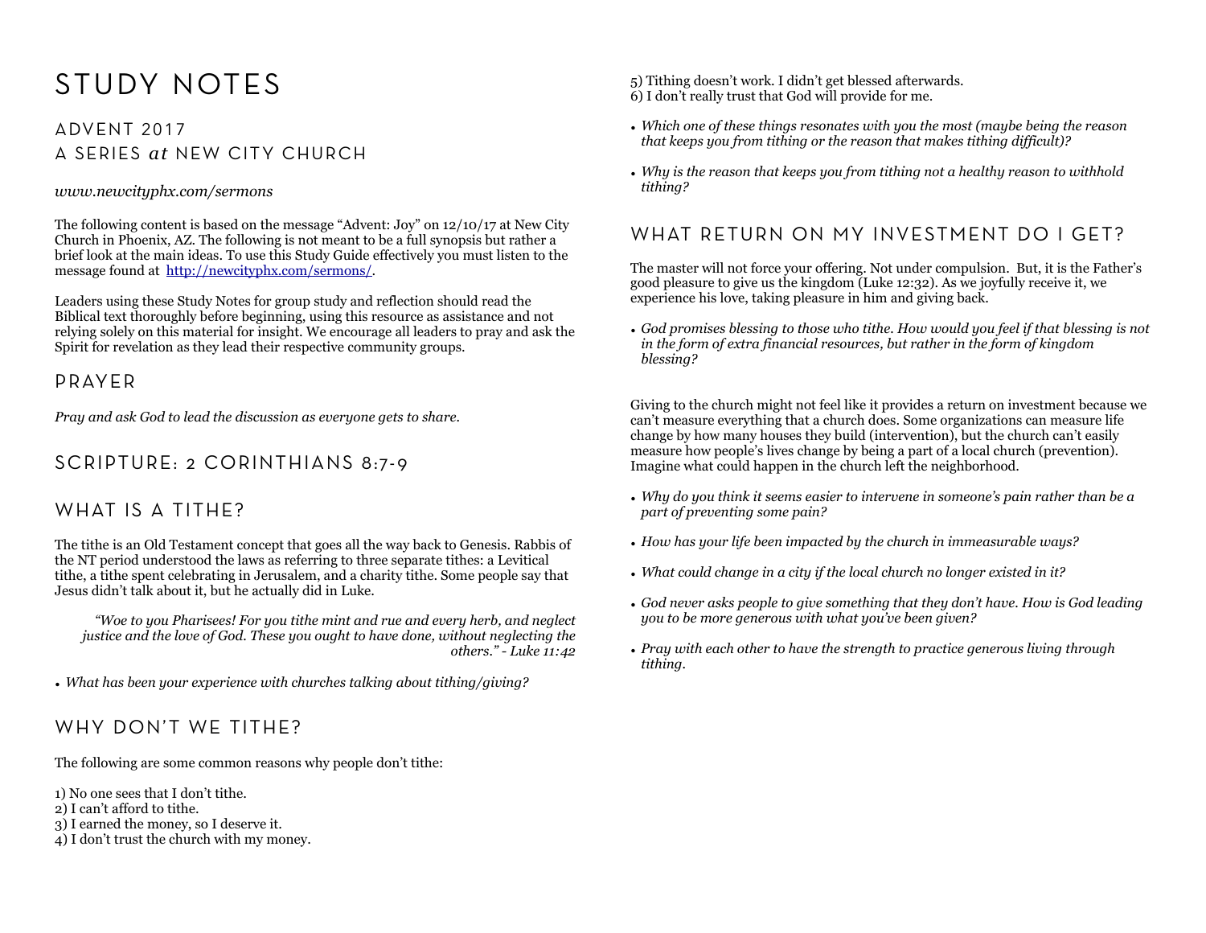# STUDY NOTES

## ADVENT 2017
## A SERIES *at* NEW CITY CHURCH

*www.newcityphx.com/sermons*

The following content is based on the message "Advent: Joy" on 12/10/17 at New City Church in Phoenix, AZ. The following is not meant to be a full synopsis but rather a brief look at the main ideas. To use this Study Guide effectively you must listen to the message found at http://newcityphx.com/sermons/.

Leaders using these Study Notes for group study and reflection should read the Biblical text thoroughly before beginning, using this resource as assistance and not relying solely on this material for insight. We encourage all leaders to pray and ask the Spirit for revelation as they lead their respective community groups.

## PRAYER

*Pray and ask God to lead the discussion as everyone gets to share.*

## SCRIPTURE: 2 CORINTHIANS 8:7-9

## WHAT IS A TITHE?

The tithe is an Old Testament concept that goes all the way back to Genesis. Rabbis of the NT period understood the laws as referring to three separate tithes: a Levitical tithe, a tithe spent celebrating in Jerusalem, and a charity tithe. Some people say that Jesus didn't talk about it, but he actually did in Luke.

> *"Woe to you Pharisees! For you tithe mint and rue and every herb, and neglect justice and the love of God. These you ought to have done, without neglecting the others." - Luke 11:42*

- *What has been your experience with churches talking about tithing/giving?*

## WHY DON'T WE TITHE?

The following are some common reasons why people don't tithe:

1) No one sees that I don't tithe.
2) I can't afford to tithe.
3) I earned the money, so I deserve it.
4) I don't trust the church with my money.
5) Tithing doesn't work. I didn't get blessed afterwards.
6) I don't really trust that God will provide for me.

- *Which one of these things resonates with you the most (maybe being the reason that keeps you from tithing or the reason that makes tithing difficult)?*
- *Why is the reason that keeps you from tithing not a healthy reason to withhold tithing?*

## WHAT RETURN ON MY INVESTMENT DO I GET?

The master will not force your offering. Not under compulsion. But, it is the Father's good pleasure to give us the kingdom (Luke 12:32). As we joyfully receive it, we experience his love, taking pleasure in him and giving back.

- *God promises blessing to those who tithe. How would you feel if that blessing is not in the form of extra financial resources, but rather in the form of kingdom blessing?*

Giving to the church might not feel like it provides a return on investment because we can't measure everything that a church does. Some organizations can measure life change by how many houses they build (intervention), but the church can't easily measure how people's lives change by being a part of a local church (prevention). Imagine what could happen in the church left the neighborhood.

- *Why do you think it seems easier to intervene in someone's pain rather than be a part of preventing some pain?*
- *How has your life been impacted by the church in immeasurable ways?*
- *What could change in a city if the local church no longer existed in it?*
- *God never asks people to give something that they don't have. How is God leading you to be more generous with what you've been given?*
- *Pray with each other to have the strength to practice generous living through tithing.*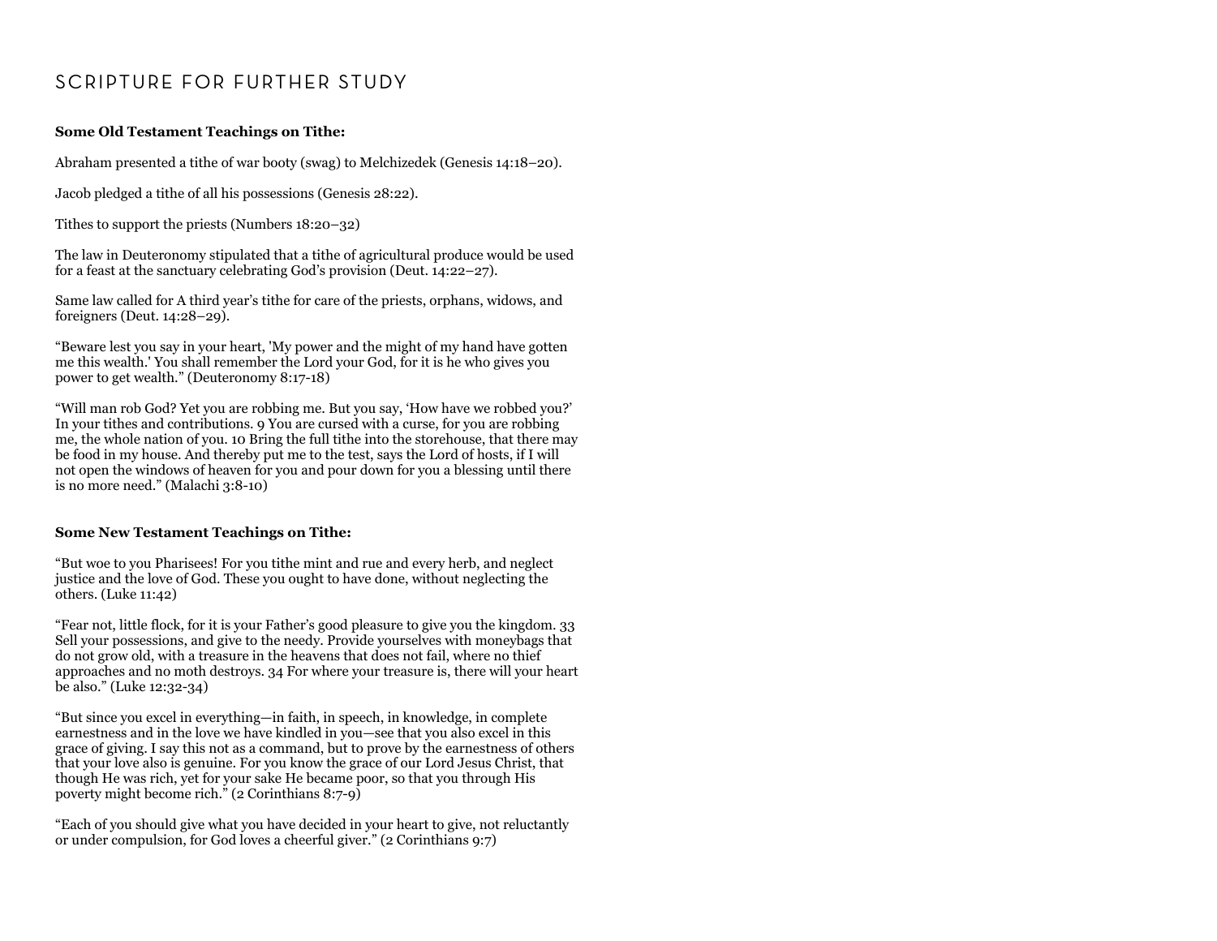# SCRIPTURE FOR FURTHER STUDY

**Some Old Testament Teachings on Tithe:**

Abraham presented a tithe of war booty (swag) to Melchizedek (Genesis 14:18–20).

Jacob pledged a tithe of all his possessions (Genesis 28:22).

Tithes to support the priests (Numbers 18:20–32)

The law in Deuteronomy stipulated that a tithe of agricultural produce would be used for a feast at the sanctuary celebrating God's provision (Deut. 14:22–27).

Same law called for A third year's tithe for care of the priests, orphans, widows, and foreigners (Deut. 14:28–29).

"Beware lest you say in your heart, 'My power and the might of my hand have gotten me this wealth.' You shall remember the Lord your God, for it is he who gives you power to get wealth." (Deuteronomy 8:17-18)

"Will man rob God? Yet you are robbing me. But you say, 'How have we robbed you?' In your tithes and contributions. 9 You are cursed with a curse, for you are robbing me, the whole nation of you. 10 Bring the full tithe into the storehouse, that there may be food in my house. And thereby put me to the test, says the Lord of hosts, if I will not open the windows of heaven for you and pour down for you a blessing until there is no more need." (Malachi 3:8-10)

**Some New Testament Teachings on Tithe:**

"But woe to you Pharisees! For you tithe mint and rue and every herb, and neglect justice and the love of God. These you ought to have done, without neglecting the others. (Luke 11:42)

"Fear not, little flock, for it is your Father's good pleasure to give you the kingdom. 33 Sell your possessions, and give to the needy. Provide yourselves with moneybags that do not grow old, with a treasure in the heavens that does not fail, where no thief approaches and no moth destroys. 34 For where your treasure is, there will your heart be also." (Luke 12:32-34)

"But since you excel in everything—in faith, in speech, in knowledge, in complete earnestness and in the love we have kindled in you—see that you also excel in this grace of giving. I say this not as a command, but to prove by the earnestness of others that your love also is genuine. For you know the grace of our Lord Jesus Christ, that though He was rich, yet for your sake He became poor, so that you through His poverty might become rich." (2 Corinthians 8:7-9)

"Each of you should give what you have decided in your heart to give, not reluctantly or under compulsion, for God loves a cheerful giver." (2 Corinthians 9:7)